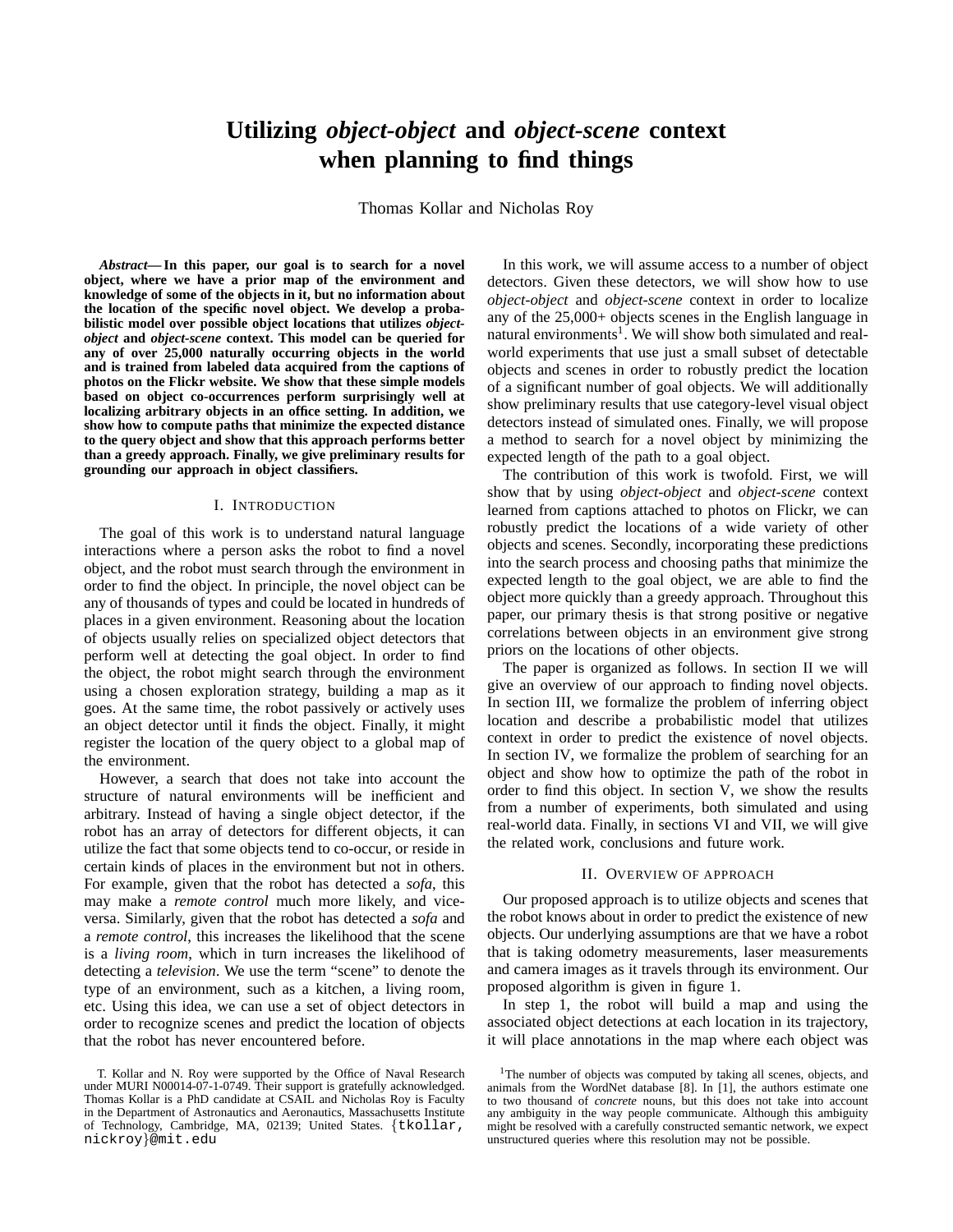# Utilizing *object-object* and *object-scene* context when planning to find things

Thomas Kollar and Nicholas Roy

***Abstract*— In this paper, our goal is to search for a novel object, where we have a prior map of the environment and knowledge of some of the objects in it, but no information about the location of the specific novel object. We develop a probabilistic model over possible object locations that utilizes *object-object* and *object-scene* context. This model can be queried for any of over 25,000 naturally occurring objects in the world and is trained from labeled data acquired from the captions of photos on the Flickr website. We show that these simple models based on object co-occurrences perform surprisingly well at localizing arbitrary objects in an office setting. In addition, we show how to compute paths that minimize the expected distance to the query object and show that this approach performs better than a greedy approach. Finally, we give preliminary results for grounding our approach in object classifiers.**

## I. Introduction

The goal of this work is to understand natural language interactions where a person asks the robot to find a novel object, and the robot must search through the environment in order to find the object. In principle, the novel object can be any of thousands of types and could be located in hundreds of places in a given environment. Reasoning about the location of objects usually relies on specialized object detectors that perform well at detecting the goal object. In order to find the object, the robot might search through the environment using a chosen exploration strategy, building a map as it goes. At the same time, the robot passively or actively uses an object detector until it finds the object. Finally, it might register the location of the query object to a global map of the environment.

However, a search that does not take into account the structure of natural environments will be inefficient and arbitrary. Instead of having a single object detector, if the robot has an array of detectors for different objects, it can utilize the fact that some objects tend to co-occur, or reside in certain kinds of places in the environment but not in others. For example, given that the robot has detected a *sofa*, this may make a *remote control* much more likely, and vice-versa. Similarly, given that the robot has detected a *sofa* and a *remote control*, this increases the likelihood that the scene is a *living room*, which in turn increases the likelihood of detecting a *television*. We use the term "scene" to denote the type of an environment, such as a kitchen, a living room, etc. Using this idea, we can use a set of object detectors in order to recognize scenes and predict the location of objects that the robot has never encountered before.

In this work, we will assume access to a number of object detectors. Given these detectors, we will show how to use *object-object* and *object-scene* context in order to localize any of the 25,000+ objects scenes in the English language in natural environments[1]. We will show both simulated and real-world experiments that use just a small subset of detectable objects and scenes in order to robustly predict the location of a significant number of goal objects. We will additionally show preliminary results that use category-level visual object detectors instead of simulated ones. Finally, we will propose a method to search for a novel object by minimizing the expected length of the path to a goal object.

The contribution of this work is twofold. First, we will show that by using *object-object* and *object-scene* context learned from captions attached to photos on Flickr, we can robustly predict the locations of a wide variety of other objects and scenes. Secondly, incorporating these predictions into the search process and choosing paths that minimize the expected length to the goal object, we are able to find the object more quickly than a greedy approach. Throughout this paper, our primary thesis is that strong positive or negative correlations between objects in an environment give strong priors on the locations of other objects.

The paper is organized as follows. In section II we will give an overview of our approach to finding novel objects. In section III, we formalize the problem of inferring object location and describe a probabilistic model that utilizes context in order to predict the existence of novel objects. In section IV, we formalize the problem of searching for an object and show how to optimize the path of the robot in order to find this object. In section V, we show the results from a number of experiments, both simulated and using real-world data. Finally, in sections VI and VII, we will give the related work, conclusions and future work.

## II. Overview of approach

Our proposed approach is to utilize objects and scenes that the robot knows about in order to predict the existence of new objects. Our underlying assumptions are that we have a robot that is taking odometry measurements, laser measurements and camera images as it travels through its environment. Our proposed algorithm is given in figure 1.

In step 1, the robot will build a map and using the associated object detections at each location in its trajectory, it will place annotations in the map where each object was

T. Kollar and N. Roy were supported by the Office of Naval Research under MURI N00014-07-1-0749. Their support is gratefully acknowledged. Thomas Kollar is a PhD candidate at CSAIL and Nicholas Roy is Faculty in the Department of Astronautics and Aeronautics, Massachusetts Institute of Technology, Cambridge, MA, 02139; United States. {tkollar, nickroy}@mit.edu

[1]The number of objects was computed by taking all scenes, objects, and animals from the WordNet database [8]. In [1], the authors estimate one to two thousand of *concrete* nouns, but this does not take into account any ambiguity in the way people communicate. Although this ambiguity might be resolved with a carefully constructed semantic network, we expect unstructured queries where this resolution may not be possible.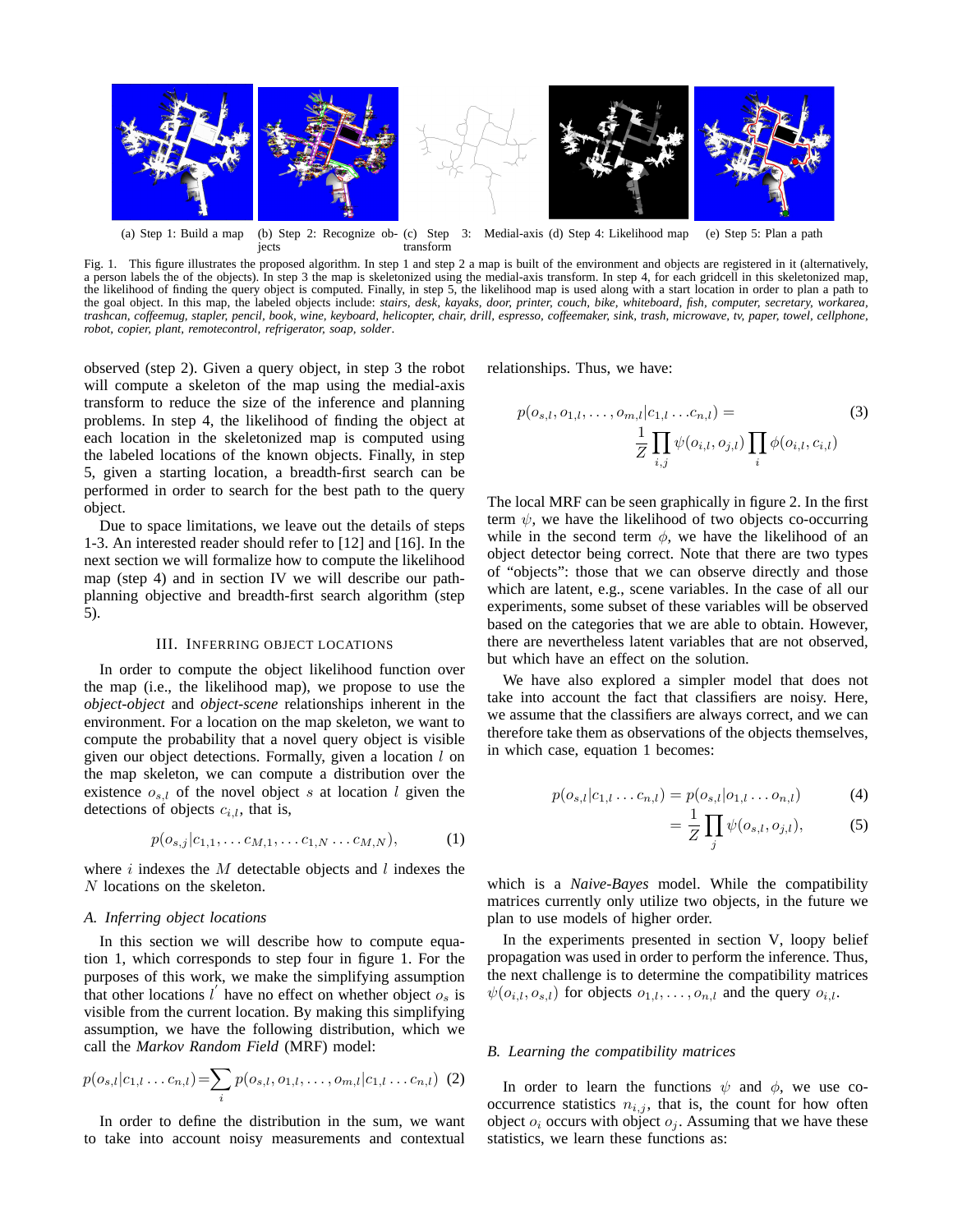(a) Step 1: Build a map (b) Step 2: Recognize objects (c) Step 3: Medial-axis transform (d) Step 4: Likelihood map (e) Step 5: Plan a path

Fig. 1. This figure illustrates the proposed algorithm. In step 1 and step 2 a map is built of the environment and objects are registered in it (alternatively, a person labels the of the objects). In step 3 the map is skeletonized using the medial-axis transform. In step 4, for each gridcell in this skeletonized map, the likelihood of finding the query object is computed. Finally, in step 5, the likelihood map is used along with a start location in order to plan a path to the goal object. In this map, the labeled objects include: *stairs, desk, kayaks, door, printer, couch, bike, whiteboard, fish, computer, secretary, workarea, trashcan, coffeemug, stapler, pencil, book, wine, keyboard, helicopter, chair, drill, espresso, coffeemaker, sink, trash, microwave, tv, paper, towel, cellphone, robot, copier, plant, remotecontrol, refrigerator, soap, solder*.

observed (step 2). Given a query object, in step 3 the robot will compute a skeleton of the map using the medial-axis transform to reduce the size of the inference and planning problems. In step 4, the likelihood of finding the object at each location in the skeletonized map is computed using the labeled locations of the known objects. Finally, in step 5, given a starting location, a breadth-first search can be performed in order to search for the best path to the query object.

Due to space limitations, we leave out the details of steps 1-3. An interested reader should refer to [12] and [16]. In the next section we will formalize how to compute the likelihood map (step 4) and in section IV we will describe our path-planning objective and breadth-first search algorithm (step 5).

## III. Inferring Object Locations

In order to compute the object likelihood function over the map (i.e., the likelihood map), we propose to use the *object-object* and *object-scene* relationships inherent in the environment. For a location on the map skeleton, we want to compute the probability that a novel query object is visible given our object detections. Formally, given a location $l$ on the map skeleton, we can compute a distribution over the existence $o_{s,l}$ of the novel object $s$ at location $l$ given the detections of objects $c_{i,l}$, that is,

$$p(o_{s,j}|c_{1,1},\ldots c_{M,1},\ldots c_{1,N}\ldots c_{M,N}), \quad (1)$$

where $i$ indexes the $M$ detectable objects and $l$ indexes the $N$ locations on the skeleton.

### A. Inferring object locations

In this section we will describe how to compute equation 1, which corresponds to step four in figure 1. For the purposes of this work, we make the simplifying assumption that other locations $l'$ have no effect on whether object $o_s$ is visible from the current location. By making this simplifying assumption, we have the following distribution, which we call the *Markov Random Field* (MRF) model:

$$p(o_{s,l}|c_{1,l}\ldots c_{n,l}) = \sum_i p(o_{s,l}, o_{1,l},\ldots,o_{m,l}|c_{1,l}\ldots c_{n,l}) \quad (2)$$

In order to define the distribution in the sum, we want to take into account noisy measurements and contextual relationships. Thus, we have:

$$p(o_{s,l}, o_{1,l},\ldots,o_{m,l}|c_{1,l}\ldots .c_{n,l}) = \frac{1}{Z}\prod_{i,j}\psi(o_{i,l},o_{j,l})\prod_i \phi(o_{i,l},c_{i,l}) \quad (3)$$

The local MRF can be seen graphically in figure 2. In the first term $\psi$, we have the likelihood of two objects co-occurring while in the second term $\phi$, we have the likelihood of an object detector being correct. Note that there are two types of "objects": those that we can observe directly and those which are latent, e.g., scene variables. In the case of all our experiments, some subset of these variables will be observed based on the categories that we are able to obtain. However, there are nevertheless latent variables that are not observed, but which have an effect on the solution.

We have also explored a simpler model that does not take into account the fact that classifiers are noisy. Here, we assume that the classifiers are always correct, and we can therefore take them as observations of the objects themselves, in which case, equation 1 becomes:

$$p(o_{s,l}|c_{1,l}\ldots c_{n,l}) = p(o_{s,l}|o_{1,l}\ldots o_{n,l}) \quad (4)$$

$$= \frac{1}{Z}\prod_j \psi(o_{s,l},o_{j,l}), \quad (5)$$

which is a *Naive-Bayes* model. While the compatibility matrices currently only utilize two objects, in the future we plan to use models of higher order.

In the experiments presented in section V, loopy belief propagation was used in order to perform the inference. Thus, the next challenge is to determine the compatibility matrices $\psi(o_{i,l},o_{s,l})$ for objects $o_{1,l},\ldots,o_{n,l}$ and the query $o_{i,l}$.

### B. Learning the compatibility matrices

In order to learn the functions $\psi$ and $\phi$, we use co-occurrence statistics $n_{i,j}$, that is, the count for how often object $o_i$ occurs with object $o_j$. Assuming that we have these statistics, we learn these functions as: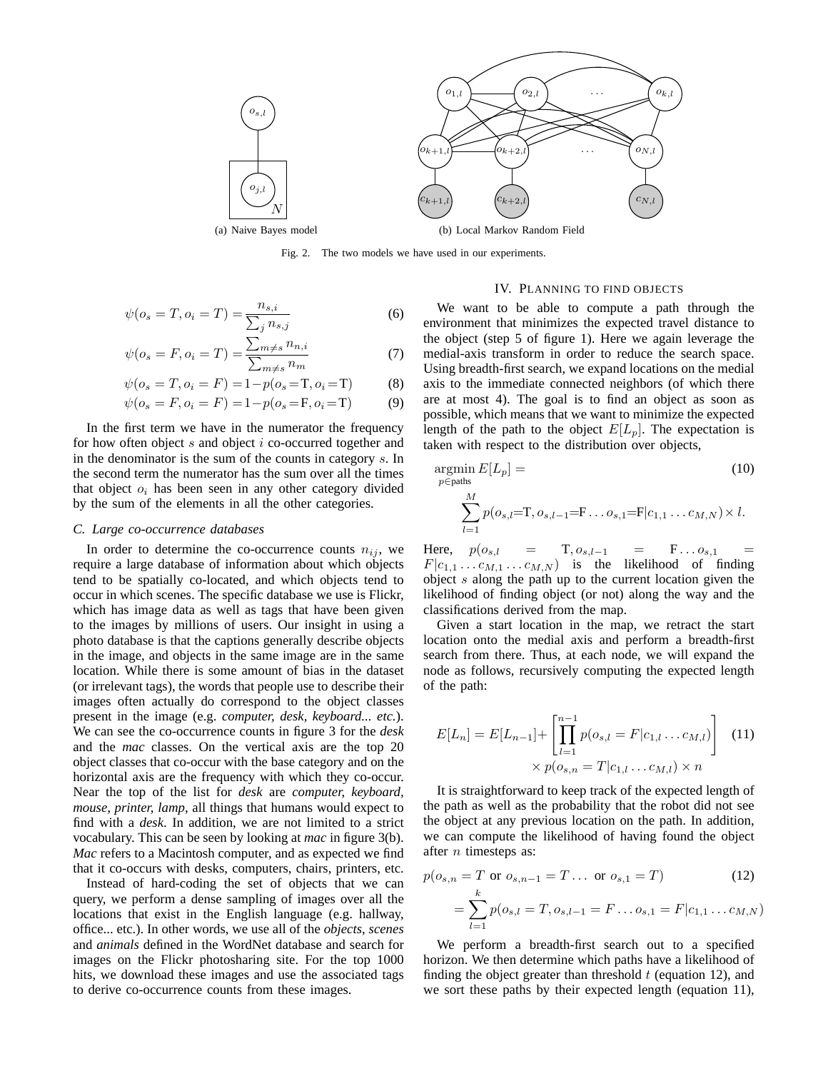$o_{s,l}$

$o_{j,l}$

$N$

(a) Naive Bayes model

$o_{1,l}$ $o_{2,l}$ ... $o_{k,l}$

$o_{k+1,l}$ $o_{k+2,l}$ ... $o_{N,l}$

$c_{k+1,l}$ $c_{k+2,l}$ $c_{N,l}$

(b) Local Markov Random Field

Fig. 2. The two models we have used in our experiments.

$$\psi(o_s = T, o_i = T) = \frac{n_{s,i}}{\sum_j n_{s,j}} \tag{6}$$

$$\psi(o_s = F, o_i = T) = \frac{\sum_{m \neq s} n_{n,i}}{\sum_{m \neq s} n_m} \tag{7}$$

$$\psi(o_s = T, o_i = F) = 1 - p(o_s = \mathrm{T}, o_i = \mathrm{T}) \tag{8}$$

$$\psi(o_s = F, o_i = F) = 1 - p(o_s = \mathrm{F}, o_i = \mathrm{T}) \tag{9}$$

In the first term we have in the numerator the frequency for how often object $s$ and object $i$ co-occurred together and in the denominator is the sum of the counts in category $s$. In the second term the numerator has the sum over all the times that object $o_i$ has been seen in any other category divided by the sum of the elements in all the other categories.

### C. Large co-occurrence databases

In order to determine the co-occurrence counts $n_{ij}$, we require a large database of information about which objects tend to be spatially co-located, and which objects tend to occur in which scenes. The specific database we use is Flickr, which has image data as well as tags that have been given to the images by millions of users. Our insight in using a photo database is that the captions generally describe objects in the image, and objects in the same image are in the same location. While there is some amount of bias in the dataset (or irrelevant tags), the words that people use to describe their images often actually do correspond to the object classes present in the image (e.g. *computer, desk, keyboard... etc.*). We can see the co-occurrence counts in figure 3 for the *desk* and the *mac* classes. On the vertical axis are the top 20 object classes that co-occur with the base category and on the horizontal axis are the frequency with which they co-occur. Near the top of the list for *desk* are *computer, keyboard, mouse, printer, lamp*, all things that humans would expect to find with a *desk*. In addition, we are not limited to a strict vocabulary. This can be seen by looking at *mac* in figure 3(b). *Mac* refers to a Macintosh computer, and as expected we find that it co-occurs with desks, computers, chairs, printers, etc.

Instead of hard-coding the set of objects that we can query, we perform a dense sampling of images over all the locations that exist in the English language (e.g. hallway, office... etc.). In other words, we use all of the *objects*, *scenes* and *animals* defined in the WordNet database and search for images on the Flickr photosharing site. For the top 1000 hits, we download these images and use the associated tags to derive co-occurrence counts from these images.

## IV. Planning to find objects

We want to be able to compute a path through the environment that minimizes the expected travel distance to the object (step 5 of figure 1). Here we again leverage the medial-axis transform in order to reduce the search space. Using breadth-first search, we expand locations on the medial axis to the immediate connected neighbors (of which there are at most 4). The goal is to find an object as soon as possible, which means that we want to minimize the expected length of the path to the object $E[L_p]$. The expectation is taken with respect to the distribution over objects,

$$\operatorname*{argmin}_{p \in \text{paths}} E[L_p] = \sum_{l=1}^{M} p(o_{s,l}{=}\mathrm{T}, o_{s,l-1}{=}\mathrm{F} \dots o_{s,1}{=}\mathrm{F} | c_{1,1} \dots c_{M,N}) \times l. \tag{10}$$

Here, $p(o_{s,l} = \mathrm{T}, o_{s,l-1} = \mathrm{F} \dots o_{s,1} = F | c_{1,1} \dots c_{M,1} \dots c_{M,N})$ is the likelihood of finding object $s$ along the path up to the current location given the likelihood of finding object (or not) along the way and the classifications derived from the map.

Given a start location in the map, we retract the start location onto the medial axis and perform a breadth-first search from there. Thus, at each node, we will expand the node as follows, recursively computing the expected length of the path:

$$E[L_n] = E[L_{n-1}] + \left[\prod_{l=1}^{n-1} p(o_{s,l} = F | c_{1,l} \dots c_{M,l})\right] \times p(o_{s,n} = T | c_{1,l} \dots c_{M,l}) \times n \tag{11}$$

It is straightforward to keep track of the expected length of the path as well as the probability that the robot did not see the object at any previous location on the path. In addition, we can compute the likelihood of having found the object after $n$ timesteps as:

$$p(o_{s,n} = T \text{ or } o_{s,n-1} = T \dots \text{ or } o_{s,1} = T) = \sum_{l=1}^{k} p(o_{s,l} = T, o_{s,l-1} = F \dots o_{s,1} = F | c_{1,1} \dots c_{M,N}) \tag{12}$$

We perform a breadth-first search out to a specified horizon. We then determine which paths have a likelihood of finding the object greater than threshold $t$ (equation 12), and we sort these paths by their expected length (equation 11),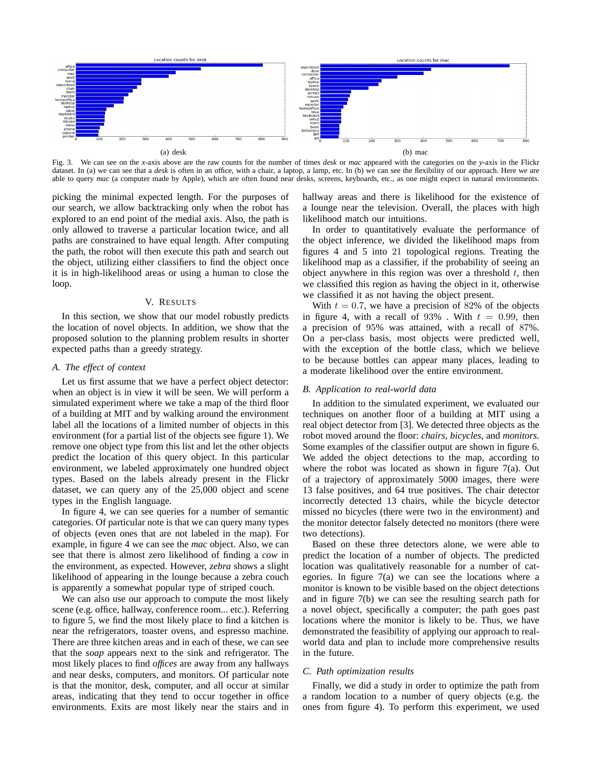(a) desk

(b) mac

Fig. 3. We can see on the *x*-axis above are the raw counts for the number of times *desk* or *mac* appeared with the categories on the *y*-axis in the Flickr dataset. In (a) we can see that a *desk* is often in an office, with a chair, a laptop, a lamp, etc. In (b) we can see the flexibility of our approach. Here we are able to query *mac* (a computer made by Apple), which are often found near desks, screens, keyboards, etc., as one might expect in natural environments.

picking the minimal expected length. For the purposes of our search, we allow backtracking only when the robot has explored to an end point of the medial axis. Also, the path is only allowed to traverse a particular location twice, and all paths are constrained to have equal length. After computing the path, the robot will then execute this path and search out the object, utilizing either classifiers to find the object once it is in high-likelihood areas or using a human to close the loop.

## V. Results

In this section, we show that our model robustly predicts the location of novel objects. In addition, we show that the proposed solution to the planning problem results in shorter expected paths than a greedy strategy.

### *A. The effect of context*

Let us first assume that we have a perfect object detector: when an object is in view it will be seen. We will perform a simulated experiment where we take a map of the third floor of a building at MIT and by walking around the environment label all the locations of a limited number of objects in this environment (for a partial list of the objects see figure 1). We remove one object type from this list and let the other objects predict the location of this query object. In this particular environment, we labeled approximately one hundred object types. Based on the labels already present in the Flickr dataset, we can query any of the 25,000 object and scene types in the English language.

In figure 4, we can see queries for a number of semantic categories. Of particular note is that we can query many types of objects (even ones that are not labeled in the map). For example, in figure 4 we can see the *mac* object. Also, we can see that there is almost zero likelihood of finding a *cow* in the environment, as expected. However, *zebra* shows a slight likelihood of appearing in the lounge because a zebra couch is apparently a somewhat popular type of striped couch.

We can also use our approach to compute the most likely scene (e.g. office, hallway, conference room... etc.). Referring to figure 5, we find the most likely place to find a kitchen is near the refrigerators, toaster ovens, and espresso machine. There are three kitchen areas and in each of these, we can see that the *soap* appears next to the sink and refrigerator. The most likely places to find *offices* are away from any hallways and near desks, computers, and monitors. Of particular note is that the monitor, desk, computer, and all occur at similar areas, indicating that they tend to occur together in office environments. Exits are most likely near the stairs and in hallway areas and there is likelihood for the existence of a lounge near the television. Overall, the places with high likelihood match our intuitions.

In order to quantitatively evaluate the performance of the object inference, we divided the likelihood maps from figures 4 and 5 into 21 topological regions. Treating the likelihood map as a classifier, if the probability of seeing an object anywhere in this region was over a threshold $t$, then we classified this region as having the object in it, otherwise we classified it as not having the object present.

With $t = 0.7$, we have a precision of 82% of the objects in figure 4, with a recall of 93% . With $t = 0.99$, then a precision of 95% was attained, with a recall of 87%. On a per-class basis, most objects were predicted well, with the exception of the bottle class, which we believe to be because bottles can appear many places, leading to a moderate likelihood over the entire environment.

### *B. Application to real-world data*

In addition to the simulated experiment, we evaluated our techniques on another floor of a building at MIT using a real object detector from [3]. We detected three objects as the robot moved around the floor: *chairs*, *bicycles*, and *monitors*. Some examples of the classifier output are shown in figure 6. We added the object detections to the map, according to where the robot was located as shown in figure 7(a). Out of a trajectory of approximately 5000 images, there were 13 false positives, and 64 true positives. The chair detector incorrectly detected 13 chairs, while the bicycle detector missed no bicycles (there were two in the environment) and the monitor detector falsely detected no monitors (there were two detections).

Based on these three detectors alone, we were able to predict the location of a number of objects. The predicted location was qualitatively reasonable for a number of categories. In figure 7(a) we can see the locations where a monitor is known to be visible based on the object detections and in figure 7(b) we can see the resulting search path for a novel object, specifically a computer; the path goes past locations where the monitor is likely to be. Thus, we have demonstrated the feasibility of applying our approach to real-world data and plan to include more comprehensive results in the future.

### *C. Path optimization results*

Finally, we did a study in order to optimize the path from a random location to a number of query objects (e.g. the ones from figure 4). To perform this experiment, we used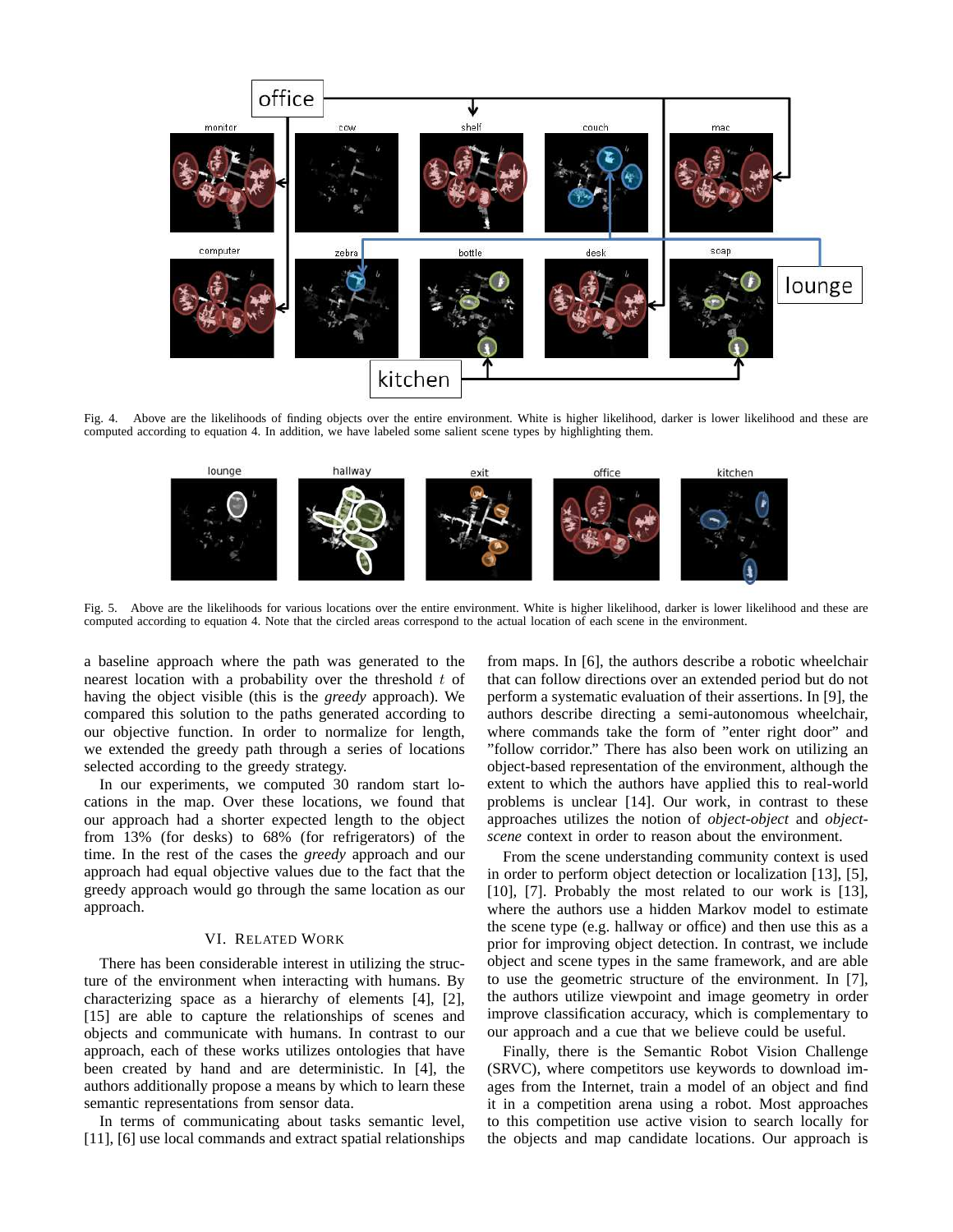Fig. 4. Above are the likelihoods of finding objects over the entire environment. White is higher likelihood, darker is lower likelihood and these are computed according to equation 4. In addition, we have labeled some salient scene types by highlighting them.

Fig. 5. Above are the likelihoods for various locations over the entire environment. White is higher likelihood, darker is lower likelihood and these are computed according to equation 4. Note that the circled areas correspond to the actual location of each scene in the environment.

a baseline approach where the path was generated to the nearest location with a probability over the threshold $t$ of having the object visible (this is the *greedy* approach). We compared this solution to the paths generated according to our objective function. In order to normalize for length, we extended the greedy path through a series of locations selected according to the greedy strategy.

In our experiments, we computed 30 random start locations in the map. Over these locations, we found that our approach had a shorter expected length to the object from 13% (for desks) to 68% (for refrigerators) of the time. In the rest of the cases the *greedy* approach and our approach had equal objective values due to the fact that the greedy approach would go through the same location as our approach.

## VI. Related Work

There has been considerable interest in utilizing the structure of the environment when interacting with humans. By characterizing space as a hierarchy of elements [4], [2], [15] are able to capture the relationships of scenes and objects and communicate with humans. In contrast to our approach, each of these works utilizes ontologies that have been created by hand and are deterministic. In [4], the authors additionally propose a means by which to learn these semantic representations from sensor data.

In terms of communicating about tasks semantic level, [11], [6] use local commands and extract spatial relationships from maps. In [6], the authors describe a robotic wheelchair that can follow directions over an extended period but do not perform a systematic evaluation of their assertions. In [9], the authors describe directing a semi-autonomous wheelchair, where commands take the form of "enter right door" and "follow corridor." There has also been work on utilizing an object-based representation of the environment, although the extent to which the authors have applied this to real-world problems is unclear [14]. Our work, in contrast to these approaches utilizes the notion of *object-object* and *object-scene* context in order to reason about the environment.

From the scene understanding community context is used in order to perform object detection or localization [13], [5], [10], [7]. Probably the most related to our work is [13], where the authors use a hidden Markov model to estimate the scene type (e.g. hallway or office) and then use this as a prior for improving object detection. In contrast, we include object and scene types in the same framework, and are able to use the geometric structure of the environment. In [7], the authors utilize viewpoint and image geometry in order to improve classification accuracy, which is complementary to our approach and a cue that we believe could be useful.

Finally, there is the Semantic Robot Vision Challenge (SRVC), where competitors use keywords to download images from the Internet, train a model of an object and find it in a competition arena using a robot. Most approaches to this competition use active vision to search locally for the objects and map candidate locations. Our approach is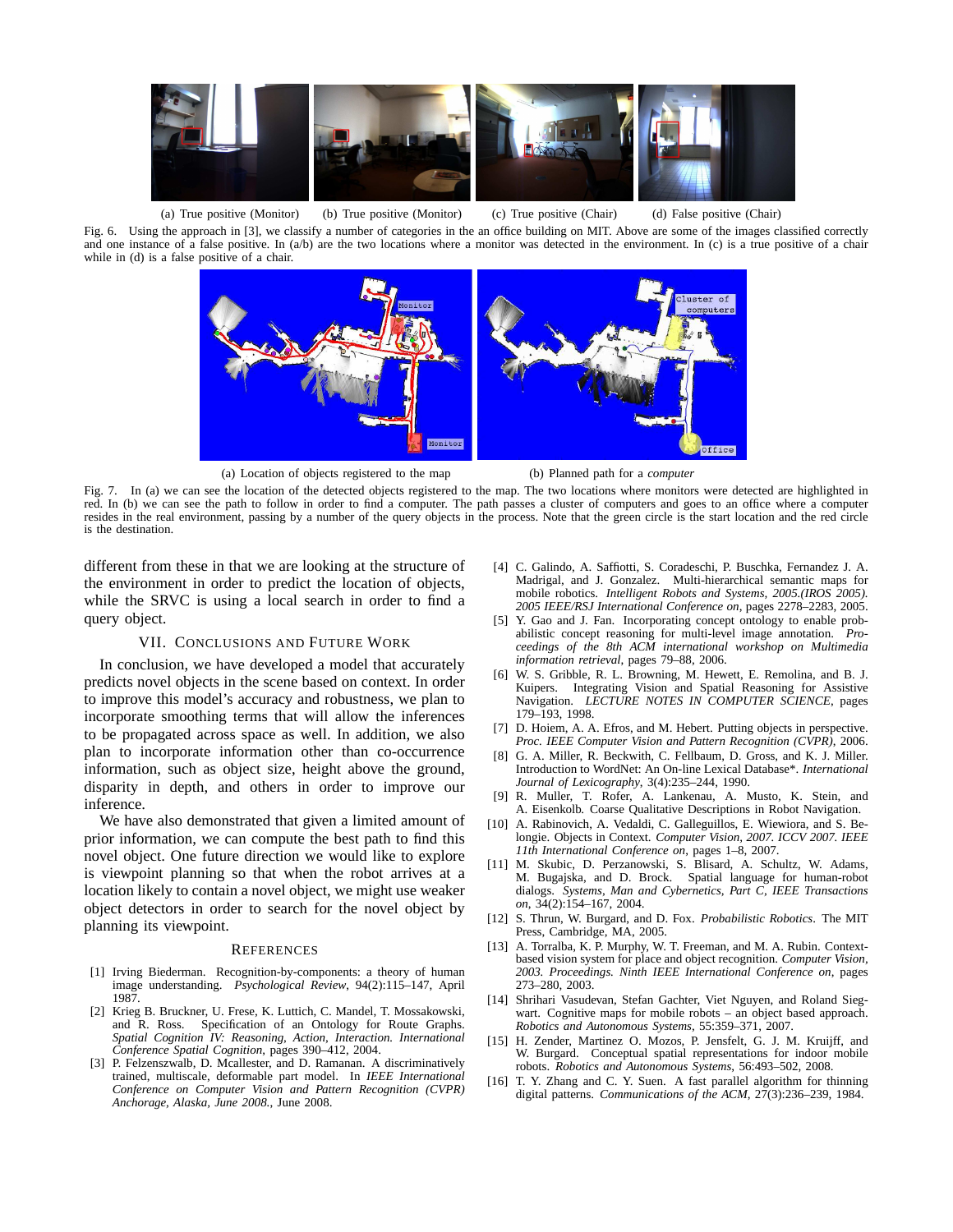(a) True positive (Monitor) (b) True positive (Monitor) (c) True positive (Chair) (d) False positive (Chair)

Fig. 6. Using the approach in [3], we classify a number of categories in the an office building on MIT. Above are some of the images classified correctly and one instance of a false positive. In (a/b) are the two locations where a monitor was detected in the environment. In (c) is a true positive of a chair while in (d) is a false positive of a chair.

Monitor

Monitor

Cluster of computers

Office

(a) Location of objects registered to the map (b) Planned path for a *computer*

Fig. 7. In (a) we can see the location of the detected objects registered to the map. The two locations where monitors were detected are highlighted in red. In (b) we can see the path to follow in order to find a computer. The path passes a cluster of computers and goes to an office where a computer resides in the real environment, passing by a number of the query objects in the process. Note that the green circle is the start location and the red circle is the destination.

different from these in that we are looking at the structure of the environment in order to predict the location of objects, while the SRVC is using a local search in order to find a query object.

## VII. Conclusions and Future Work

In conclusion, we have developed a model that accurately predicts novel objects in the scene based on context. In order to improve this model's accuracy and robustness, we plan to incorporate smoothing terms that will allow the inferences to be propagated across space as well. In addition, we also plan to incorporate information other than co-occurrence information, such as object size, height above the ground, disparity in depth, and others in order to improve our inference.

We have also demonstrated that given a limited amount of prior information, we can compute the best path to find this novel object. One future direction we would like to explore is viewpoint planning so that when the robot arrives at a location likely to contain a novel object, we might use weaker object detectors in order to search for the novel object by planning its viewpoint.

## References

[1] Irving Biederman. Recognition-by-components: a theory of human image understanding. *Psychological Review*, 94(2):115–147, April 1987.

[2] Krieg B. Bruckner, U. Frese, K. Luttich, C. Mandel, T. Mossakowski, and R. Ross. Specification of an Ontology for Route Graphs. *Spatial Cognition IV: Reasoning, Action, Interaction. International Conference Spatial Cognition*, pages 390–412, 2004.

[3] P. Felzenszwalb, D. Mcallester, and D. Ramanan. A discriminatively trained, multiscale, deformable part model. In *IEEE International Conference on Computer Vision and Pattern Recognition (CVPR) Anchorage, Alaska, June 2008.*, June 2008.

[4] C. Galindo, A. Saffiotti, S. Coradeschi, P. Buschka, Fernandez J. A. Madrigal, and J. Gonzalez. Multi-hierarchical semantic maps for mobile robotics. *Intelligent Robots and Systems, 2005.(IROS 2005). 2005 IEEE/RSJ International Conference on*, pages 2278–2283, 2005.

[5] Y. Gao and J. Fan. Incorporating concept ontology to enable probabilistic concept reasoning for multi-level image annotation. *Proceedings of the 8th ACM international workshop on Multimedia information retrieval*, pages 79–88, 2006.

[6] W. S. Gribble, R. L. Browning, M. Hewett, E. Remolina, and B. J. Kuipers. Integrating Vision and Spatial Reasoning for Assistive Navigation. *LECTURE NOTES IN COMPUTER SCIENCE*, pages 179–193, 1998.

[7] D. Hoiem, A. A. Efros, and M. Hebert. Putting objects in perspective. *Proc. IEEE Computer Vision and Pattern Recognition (CVPR)*, 2006.

[8] G. A. Miller, R. Beckwith, C. Fellbaum, D. Gross, and K. J. Miller. Introduction to WordNet: An On-line Lexical Database*. *International Journal of Lexicography*, 3(4):235–244, 1990.

[9] R. Muller, T. Rofer, A. Lankenau, A. Musto, K. Stein, and A. Eisenkolb. Coarse Qualitative Descriptions in Robot Navigation.

[10] A. Rabinovich, A. Vedaldi, C. Galleguillos, E. Wiewiora, and S. Belongie. Objects in Context. *Computer Vision, 2007. ICCV 2007. IEEE 11th International Conference on*, pages 1–8, 2007.

[11] M. Skubic, D. Perzanowski, S. Blisard, A. Schultz, W. Adams, M. Bugajska, and D. Brock. Spatial language for human-robot dialogs. *Systems, Man and Cybernetics, Part C, IEEE Transactions on*, 34(2):154–167, 2004.

[12] S. Thrun, W. Burgard, and D. Fox. *Probabilistic Robotics*. The MIT Press, Cambridge, MA, 2005.

[13] A. Torralba, K. P. Murphy, W. T. Freeman, and M. A. Rubin. Context-based vision system for place and object recognition. *Computer Vision, 2003. Proceedings. Ninth IEEE International Conference on*, pages 273–280, 2003.

[14] Shrihari Vasudevan, Stefan Gachter, Viet Nguyen, and Roland Siegwart. Cognitive maps for mobile robots – an object based approach. *Robotics and Autonomous Systems*, 55:359–371, 2007.

[15] H. Zender, Martinez O. Mozos, P. Jensfelt, G. J. M. Kruijff, and W. Burgard. Conceptual spatial representations for indoor mobile robots. *Robotics and Autonomous Systems*, 56:493–502, 2008.

[16] T. Y. Zhang and C. Y. Suen. A fast parallel algorithm for thinning digital patterns. *Communications of the ACM*, 27(3):236–239, 1984.